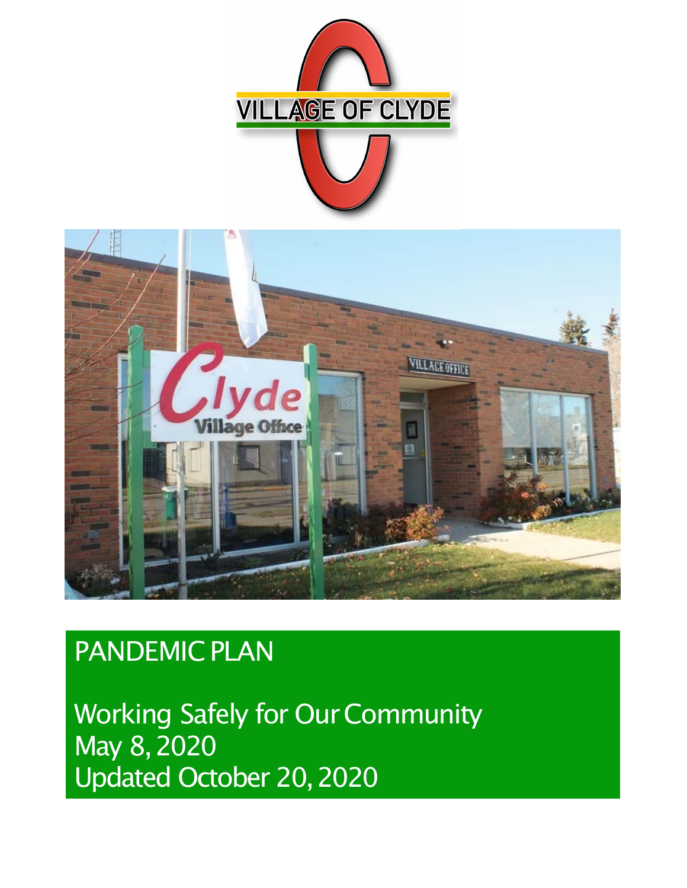# PANDEMIC PLAN

Working Safely for Our Community
May 8, 2020
Updated October 20, 2020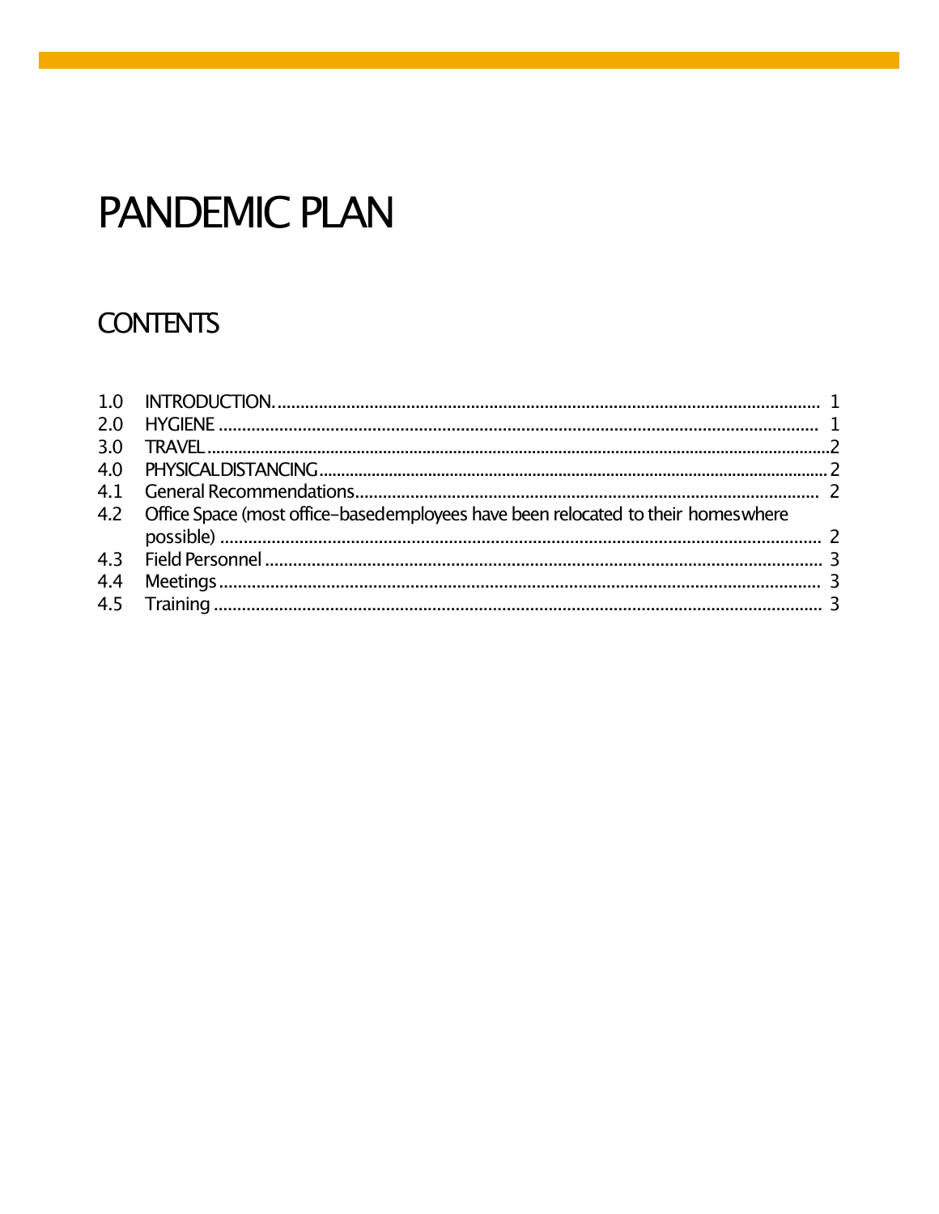# PANDEMIC PLAN

## CONTENTS

| | | |
|---|---|---|
| 1.0 | INTRODUCTION | 1 |
| 2.0 | HYGIENE | 1 |
| 3.0 | TRAVEL | 2 |
| 4.0 | PHYSICAL DISTANCING | 2 |
| 4.1 | General Recommendations | 2 |
| 4.2 | Office Space (most office-based employees have been relocated to their homes where possible) | 2 |
| 4.3 | Field Personnel | 3 |
| 4.4 | Meetings | 3 |
| 4.5 | Training | 3 |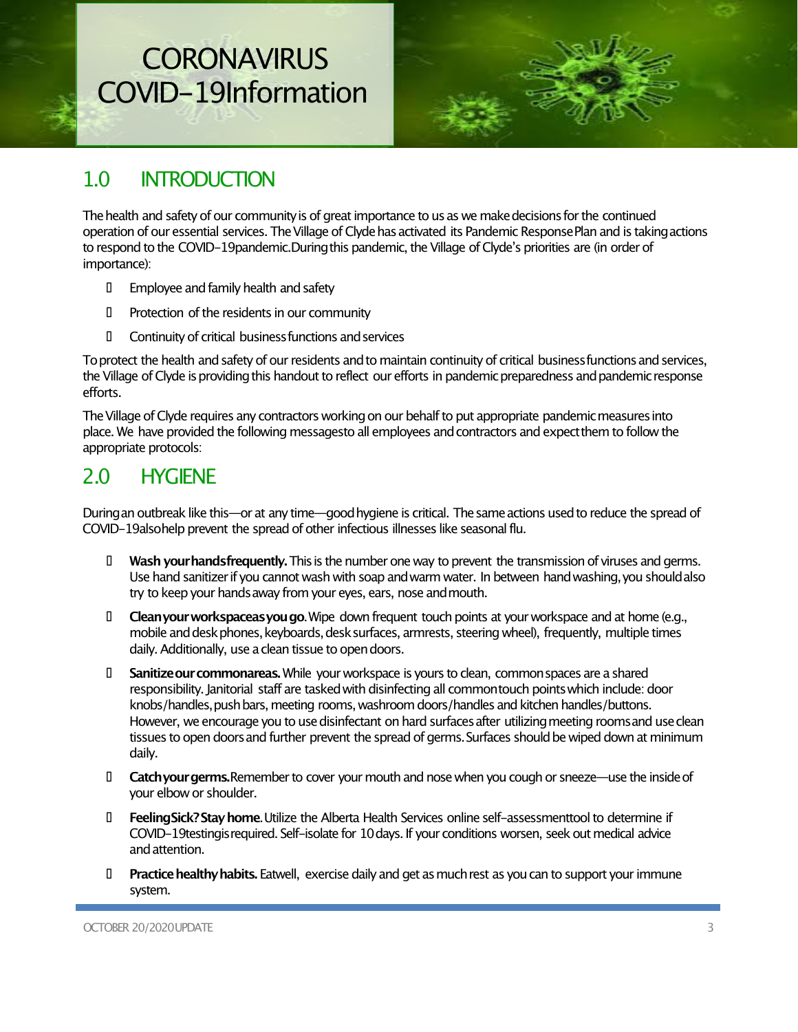# CORONAVIRUS COVID-19Information

## 1.0 INTRODUCTION

The health and safety of our community is of great importance to us as we make decisions for the continued operation of our essential services. The Village of Clyde has activated its Pandemic Response Plan and is taking actions to respond to the COVID-19pandemic.During this pandemic, the Village of Clyde's priorities are (in order of importance):

- Employee and family health and safety
- Protection of the residents in our community
- Continuity of critical business functions and services

To protect the health and safety of our residents and to maintain continuity of critical business functions and services, the Village of Clyde is providing this handout to reflect our efforts in pandemic preparedness and pandemic response efforts.

The Village of Clyde requires any contractors working on our behalf to put appropriate pandemic measures into place. We have provided the following messagesto all employees and contractors and expect them to follow the appropriate protocols:

## 2.0 HYGIENE

During an outbreak like this—or at any time—good hygiene is critical. The same actions used to reduce the spread of COVID-19also help prevent the spread of other infectious illnesses like seasonal flu.

- **Wash your hands frequently.** This is the number one way to prevent the transmission of viruses and germs. Use hand sanitizer if you cannot wash with soap and warm water. In between hand washing, you should also try to keep your hands away from your eyes, ears, nose and mouth.
- **Clean your workspace as you go.** Wipe down frequent touch points at your workspace and at home (e.g., mobile and desk phones, keyboards, desk surfaces, armrests, steering wheel), frequently, multiple times daily. Additionally, use a clean tissue to open doors.
- **Sanitize our common areas.** While your workspace is yours to clean, common spaces are a shared responsibility. Janitorial staff are tasked with disinfecting all common touch points which include: door knobs/handles, push bars, meeting rooms, washroom doors/handles and kitchen handles/buttons. However, we encourage you to use disinfectant on hard surfaces after utilizing meeting rooms and use clean tissues to open doors and further prevent the spread of germs. Surfaces should be wiped down at minimum daily.
- **Catch your germs.** Remember to cover your mouth and nose when you cough or sneeze—use the inside of your elbow or shoulder.
- **Feeling Sick? Stay home.** Utilize the Alberta Health Services online self-assessmenttool to determine if COVID-19testingis required. Self-isolate for 10 days. If your conditions worsen, seek out medical advice and attention.
- **Practice healthy habits.** Eatwell, exercise daily and get as much rest as you can to support your immune system.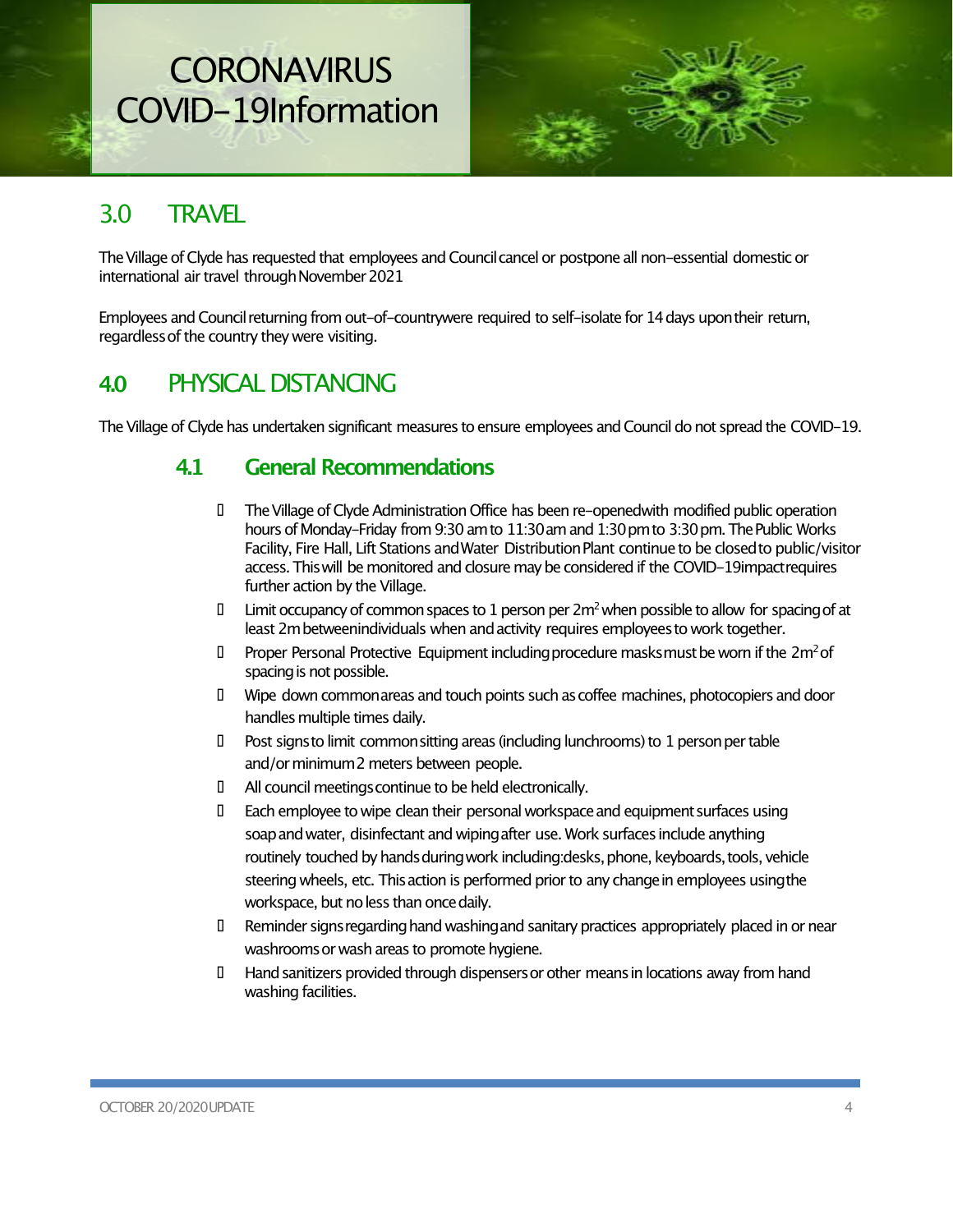# CORONAVIRUS COVID-19Information

## 3.0 TRAVEL

The Village of Clyde has requested that employees and Council cancel or postpone all non-essential domestic or international air travel through November 2021

Employees and Council returning from out-of-countrywere required to self-isolate for 14 days upon their return, regardless of the country they were visiting.

## 4.0 PHYSICAL DISTANCING

The Village of Clyde has undertaken significant measures to ensure employees and Council do not spread the COVID-19.

### 4.1 General Recommendations

- The Village of Clyde Administration Office has been re-openedwith modified public operation hours of Monday-Friday from 9:30 am to 11:30 am and 1:30 pm to 3:30 pm. The Public Works Facility, Fire Hall, Lift Stations and Water Distribution Plant continue to be closed to public/visitor access. This will be monitored and closure may be considered if the COVID-19impactrequires further action by the Village.
- Limit occupancy of common spaces to 1 person per 2m$^2$ when possible to allow for spacing of at least 2m betweenindividuals when and activity requires employees to work together.
- Proper Personal Protective Equipment including procedure masks must be worn if the 2m$^2$ of spacing is not possible.
- Wipe down common areas and touch points such as coffee machines, photocopiers and door handles multiple times daily.
- Post signs to limit common sitting areas (including lunchrooms) to 1 person per table and/or minimum 2 meters between people.
- All council meetings continue to be held electronically.
- Each employee to wipe clean their personal workspace and equipment surfaces using soap and water, disinfectant and wiping after use. Work surfaces include anything routinely touched by hands during work including:desks, phone, keyboards, tools, vehicle steering wheels, etc. This action is performed prior to any change in employees using the workspace, but no less than once daily.
- Reminder signs regarding hand washing and sanitary practices appropriately placed in or near washrooms or wash areas to promote hygiene.
- Hand sanitizers provided through dispensers or other means in locations away from hand washing facilities.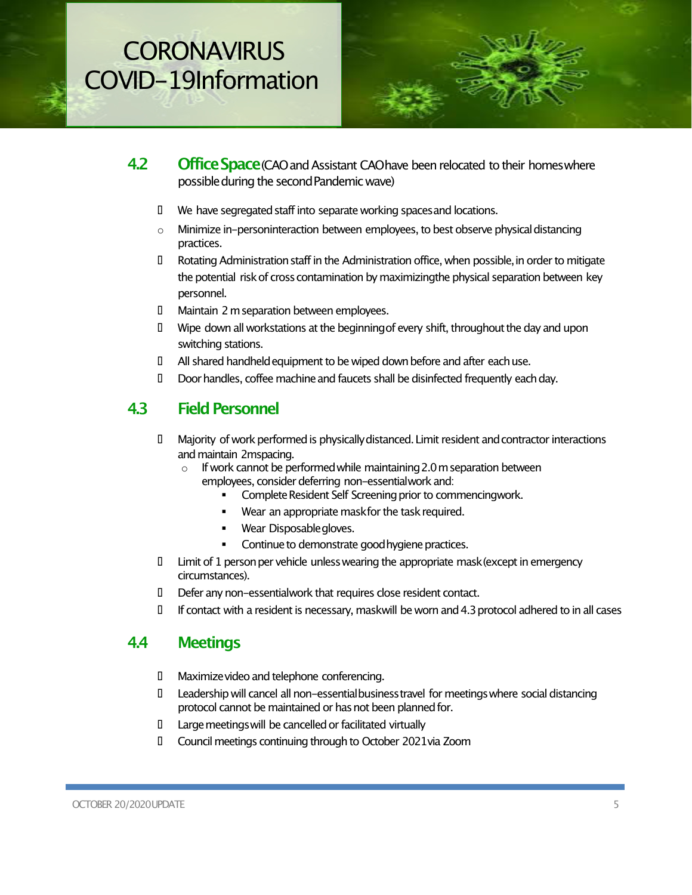# CORONAVIRUS COVID-19Information

## 4.2 Office Space (CAO and Assistant CAO have been relocated to their homes where possible during the second Pandemic wave)

- We have segregated staff into separate working spaces and locations.
  - Minimize in-person interaction between employees, to best observe physical distancing practices.
- Rotating Administration staff in the Administration office, when possible, in order to mitigate the potential risk of cross contamination by maximizing the physical separation between key personnel.
- Maintain 2 m separation between employees.
- Wipe down all workstations at the beginning of every shift, throughout the day and upon switching stations.
- All shared handheld equipment to be wiped down before and after each use.
- Door handles, coffee machine and faucets shall be disinfected frequently each day.

## 4.3 Field Personnel

- Majority of work performed is physically distanced. Limit resident and contractor interactions and maintain 2m spacing.
  - If work cannot be performed while maintaining 2.0 m separation between employees, consider deferring non-essential work and:
    - Complete Resident Self Screening prior to commencing work.
    - Wear an appropriate mask for the task required.
    - Wear Disposable gloves.
    - Continue to demonstrate good hygiene practices.
- Limit of 1 person per vehicle unless wearing the appropriate mask (except in emergency circumstances).
- Defer any non-essential work that requires close resident contact.
- If contact with a resident is necessary, mask will be worn and 4.3 protocol adhered to in all cases

## 4.4 Meetings

- Maximize video and telephone conferencing.
- Leadership will cancel all non-essential business travel for meetings where social distancing protocol cannot be maintained or has not been planned for.
- Large meetings will be cancelled or facilitated virtually
- Council meetings continuing through to October 2021 via Zoom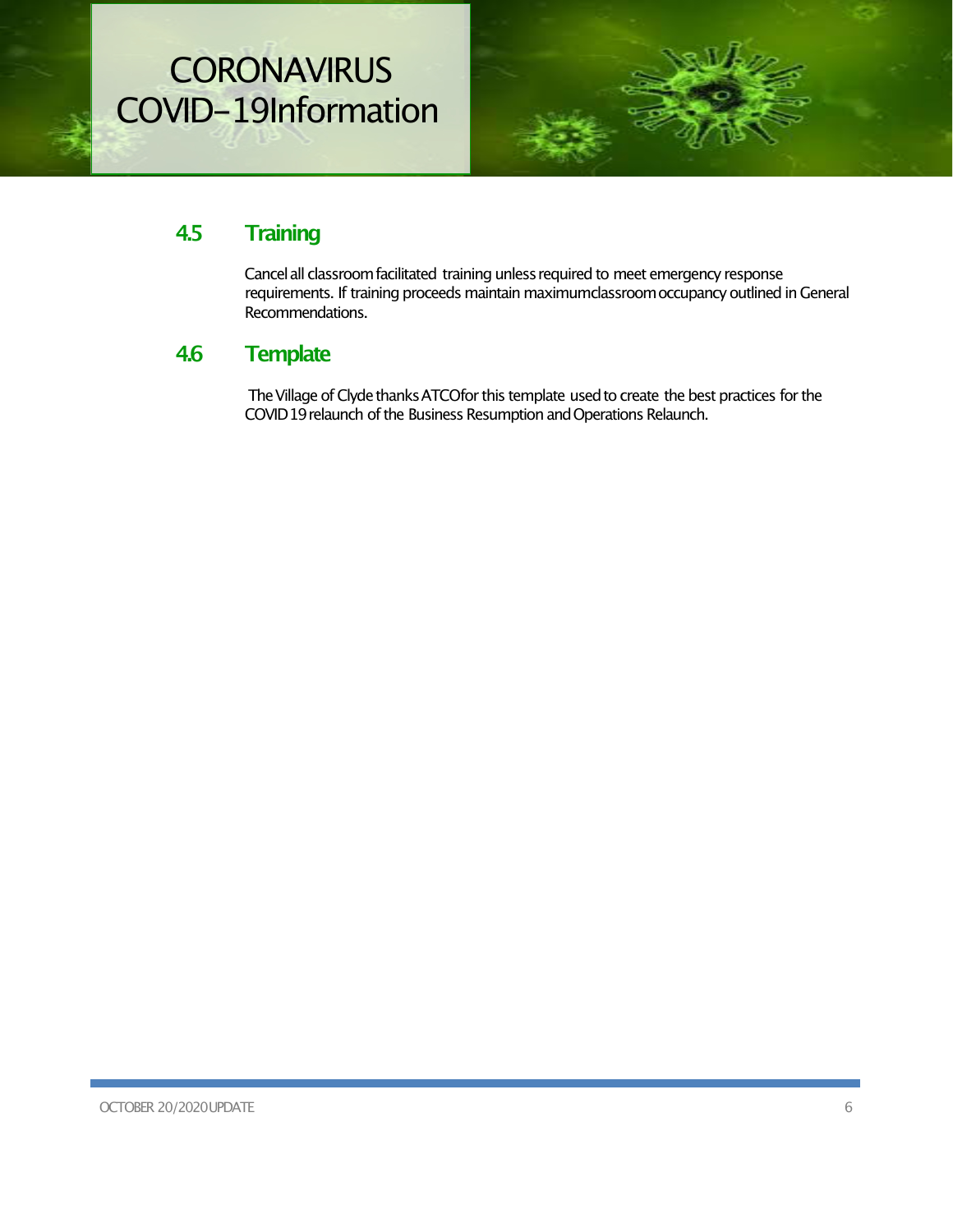## 4.5 Training

Cancel all classroom facilitated training unless required to meet emergency response requirements. If training proceeds maintain maximum classroom occupancy outlined in General Recommendations.

## 4.6 Template

The Village of Clyde thanks ATCO for this template used to create the best practices for the COVID 19 relaunch of the Business Resumption and Operations Relaunch.